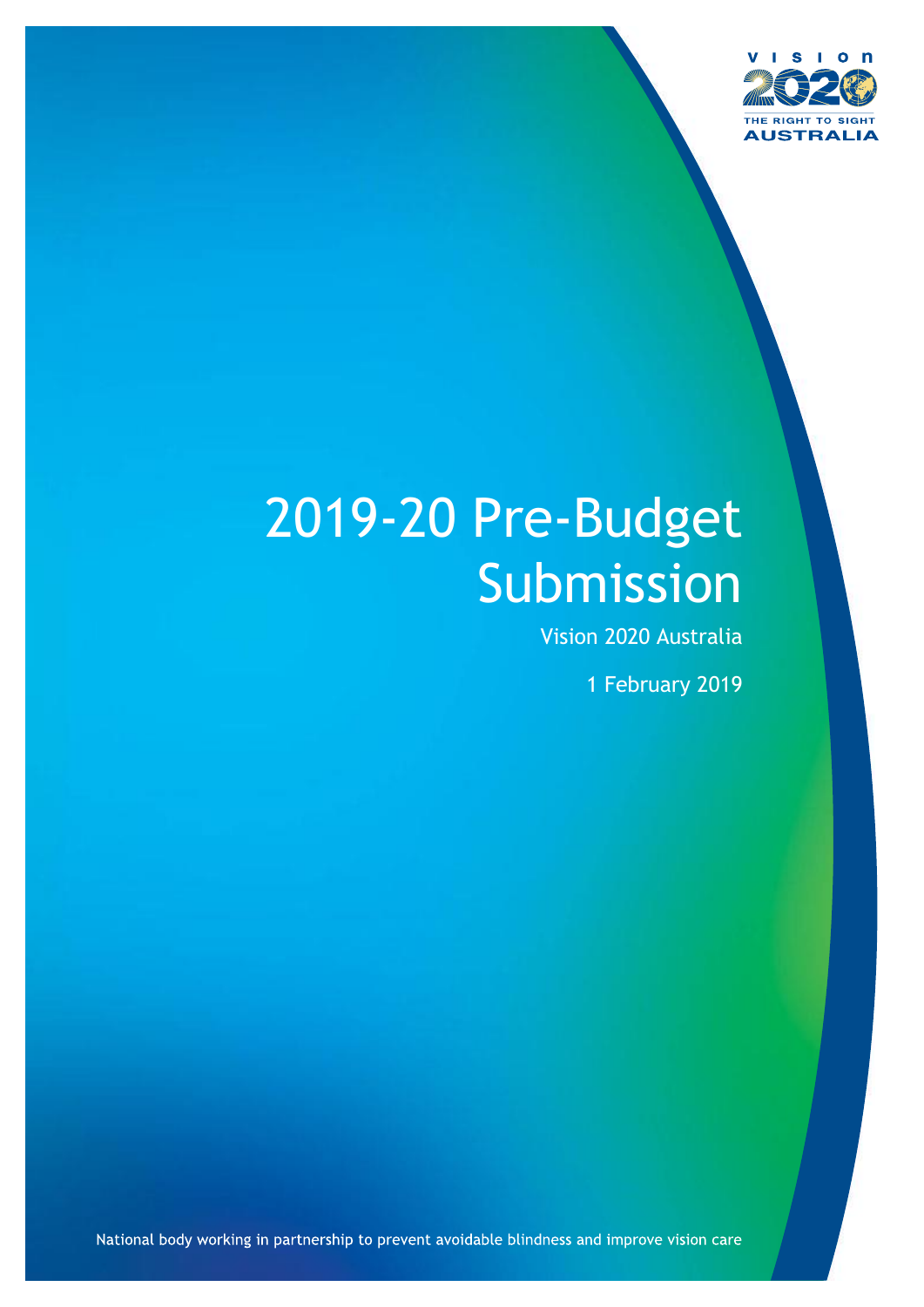VISION 2020

THE RIGHT TO SIGHT

AUSTRALIA

# 2019-20 Pre-Budget Submission

Vision 2020 Australia

1 February 2019

National body working in partnership to prevent avoidable blindness and improve vision care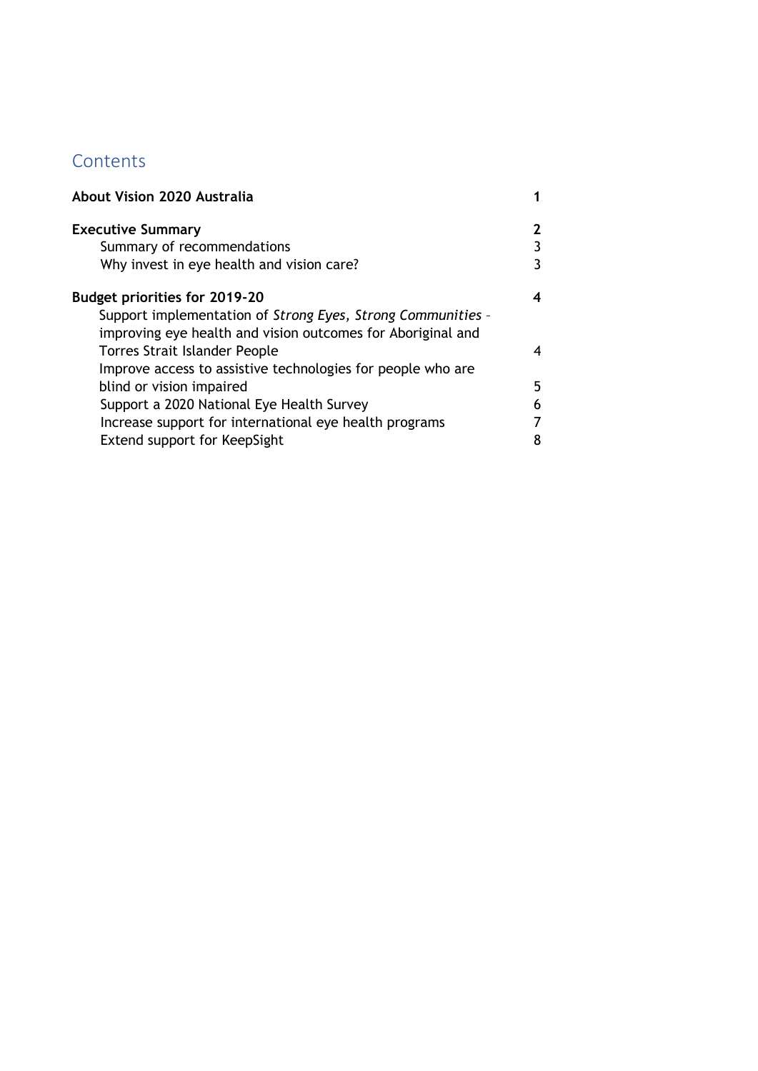## Contents

| | |
|---|---|
| **About Vision 2020 Australia** | **1** |
| **Executive Summary** | **2** |
| Summary of recommendations | 3 |
| Why invest in eye health and vision care? | 3 |
| **Budget priorities for 2019-20** | **4** |
| Support implementation of *Strong Eyes, Strong Communities* – improving eye health and vision outcomes for Aboriginal and Torres Strait Islander People | 4 |
| Improve access to assistive technologies for people who are blind or vision impaired | 5 |
| Support a 2020 National Eye Health Survey | 6 |
| Increase support for international eye health programs | 7 |
| Extend support for KeepSight | 8 |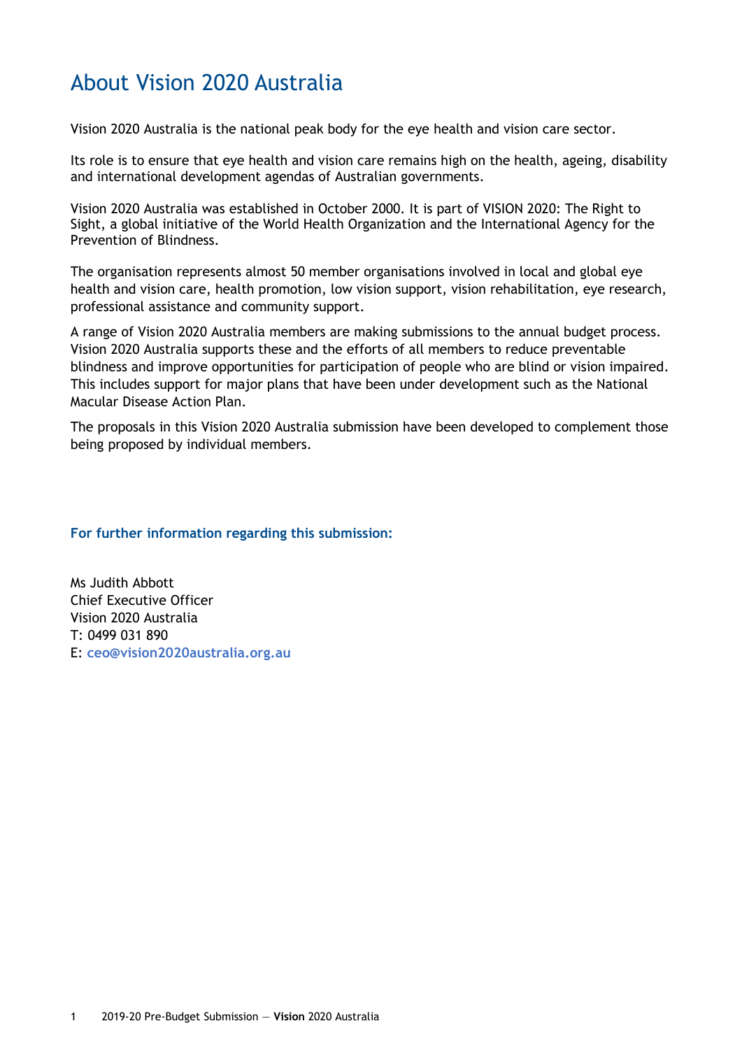# About Vision 2020 Australia

Vision 2020 Australia is the national peak body for the eye health and vision care sector.

Its role is to ensure that eye health and vision care remains high on the health, ageing, disability and international development agendas of Australian governments.

Vision 2020 Australia was established in October 2000. It is part of VISION 2020: The Right to Sight, a global initiative of the World Health Organization and the International Agency for the Prevention of Blindness.

The organisation represents almost 50 member organisations involved in local and global eye health and vision care, health promotion, low vision support, vision rehabilitation, eye research, professional assistance and community support.

A range of Vision 2020 Australia members are making submissions to the annual budget process. Vision 2020 Australia supports these and the efforts of all members to reduce preventable blindness and improve opportunities for participation of people who are blind or vision impaired. This includes support for major plans that have been under development such as the National Macular Disease Action Plan.

The proposals in this Vision 2020 Australia submission have been developed to complement those being proposed by individual members.

**For further information regarding this submission:**

Ms Judith Abbott
Chief Executive Officer
Vision 2020 Australia
T: 0499 031 890
E: **ceo@vision2020australia.org.au**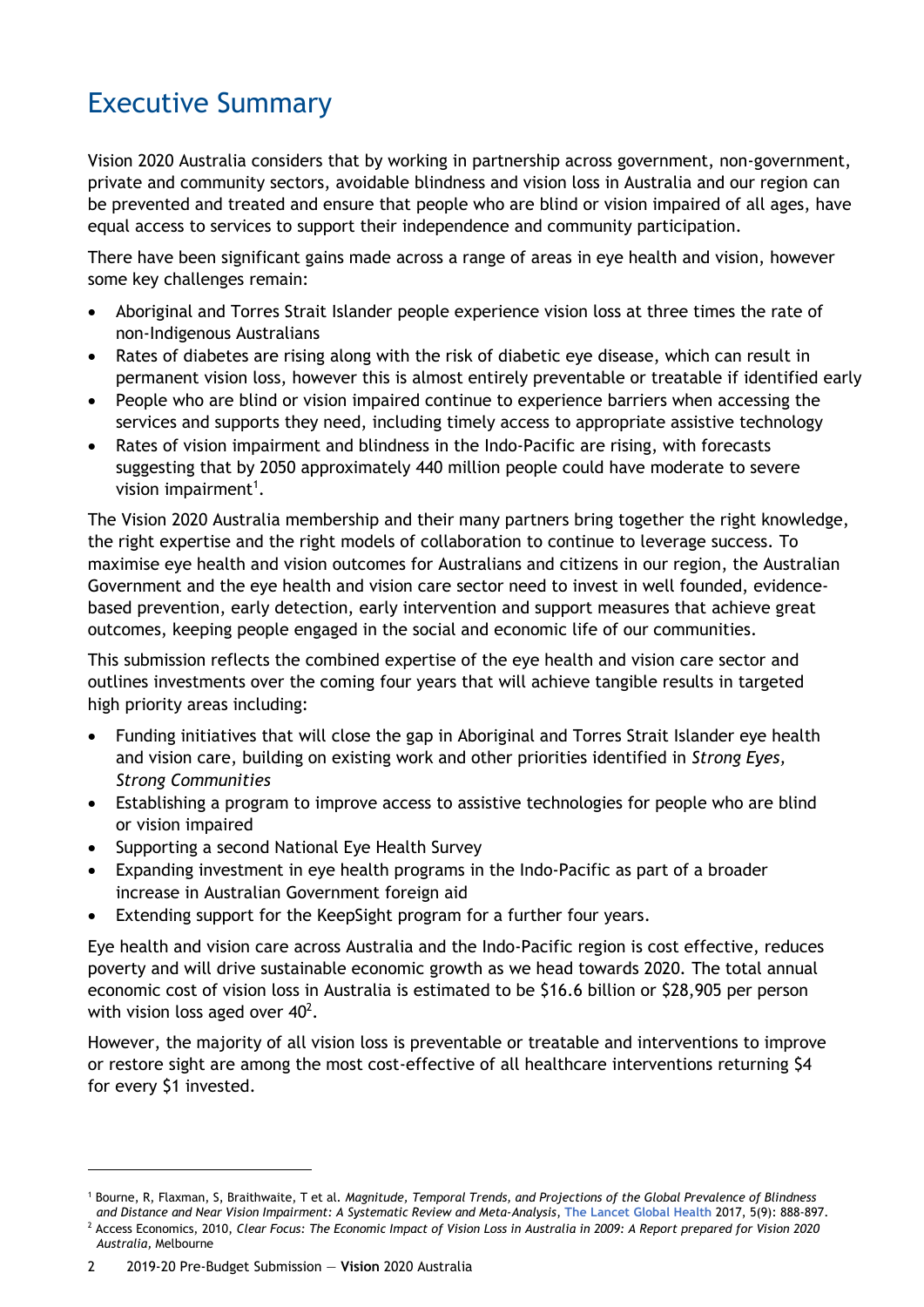# Executive Summary

Vision 2020 Australia considers that by working in partnership across government, non-government, private and community sectors, avoidable blindness and vision loss in Australia and our region can be prevented and treated and ensure that people who are blind or vision impaired of all ages, have equal access to services to support their independence and community participation.

There have been significant gains made across a range of areas in eye health and vision, however some key challenges remain:

- Aboriginal and Torres Strait Islander people experience vision loss at three times the rate of non-Indigenous Australians
- Rates of diabetes are rising along with the risk of diabetic eye disease, which can result in permanent vision loss, however this is almost entirely preventable or treatable if identified early
- People who are blind or vision impaired continue to experience barriers when accessing the services and supports they need, including timely access to appropriate assistive technology
- Rates of vision impairment and blindness in the Indo-Pacific are rising, with forecasts suggesting that by 2050 approximately 440 million people could have moderate to severe vision impairment[1].

The Vision 2020 Australia membership and their many partners bring together the right knowledge, the right expertise and the right models of collaboration to continue to leverage success. To maximise eye health and vision outcomes for Australians and citizens in our region, the Australian Government and the eye health and vision care sector need to invest in well founded, evidence-based prevention, early detection, early intervention and support measures that achieve great outcomes, keeping people engaged in the social and economic life of our communities.

This submission reflects the combined expertise of the eye health and vision care sector and outlines investments over the coming four years that will achieve tangible results in targeted high priority areas including:

- Funding initiatives that will close the gap in Aboriginal and Torres Strait Islander eye health and vision care, building on existing work and other priorities identified in *Strong Eyes, Strong Communities*
- Establishing a program to improve access to assistive technologies for people who are blind or vision impaired
- Supporting a second National Eye Health Survey
- Expanding investment in eye health programs in the Indo-Pacific as part of a broader increase in Australian Government foreign aid
- Extending support for the KeepSight program for a further four years.

Eye health and vision care across Australia and the Indo-Pacific region is cost effective, reduces poverty and will drive sustainable economic growth as we head towards 2020. The total annual economic cost of vision loss in Australia is estimated to be $16.6 billion or $28,905 per person with vision loss aged over 40[2].

However, the majority of all vision loss is preventable or treatable and interventions to improve or restore sight are among the most cost-effective of all healthcare interventions returning $4 for every $1 invested.

---

[1] Bourne, R, Flaxman, S, Braithwaite, T et al. *Magnitude, Temporal Trends, and Projections of the Global Prevalence of Blindness and Distance and Near Vision Impairment: A Systematic Review and Meta-Analysis*, **The Lancet Global Health** 2017, 5(9): 888-897.

[2] Access Economics, 2010, *Clear Focus: The Economic Impact of Vision Loss in Australia in 2009: A Report prepared for Vision 2020 Australia,* Melbourne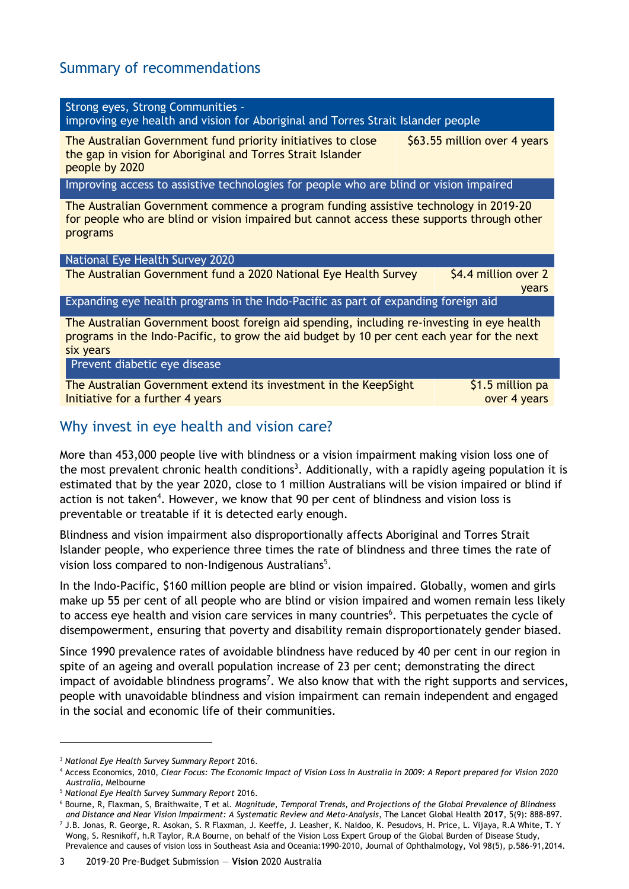## Summary of recommendations

| Strong eyes, Strong Communities – improving eye health and vision for Aboriginal and Torres Strait Islander people | |
|---|---|
| The Australian Government fund priority initiatives to close the gap in vision for Aboriginal and Torres Strait Islander people by 2020 | $63.55 million over 4 years |
| **Improving access to assistive technologies for people who are blind or vision impaired** | |
| The Australian Government commence a program funding assistive technology in 2019-20 for people who are blind or vision impaired but cannot access these supports through other programs | |
| **National Eye Health Survey 2020** | |
| The Australian Government fund a 2020 National Eye Health Survey | $4.4 million over 2 years |
| **Expanding eye health programs in the Indo-Pacific as part of expanding foreign aid** | |
| The Australian Government boost foreign aid spending, including re-investing in eye health programs in the Indo-Pacific, to grow the aid budget by 10 per cent each year for the next six years | |
| **Prevent diabetic eye disease** | |
| The Australian Government extend its investment in the KeepSight Initiative for a further 4 years | $1.5 million pa over 4 years |

## Why invest in eye health and vision care?

More than 453,000 people live with blindness or a vision impairment making vision loss one of the most prevalent chronic health conditions[3]. Additionally, with a rapidly ageing population it is estimated that by the year 2020, close to 1 million Australians will be vision impaired or blind if action is not taken[4]. However, we know that 90 per cent of blindness and vision loss is preventable or treatable if it is detected early enough.

Blindness and vision impairment also disproportionally affects Aboriginal and Torres Strait Islander people, who experience three times the rate of blindness and three times the rate of vision loss compared to non-Indigenous Australians[5].

In the Indo-Pacific, $160 million people are blind or vision impaired. Globally, women and girls make up 55 per cent of all people who are blind or vision impaired and women remain less likely to access eye health and vision care services in many countries[6]. This perpetuates the cycle of disempowerment, ensuring that poverty and disability remain disproportionately gender biased.

Since 1990 prevalence rates of avoidable blindness have reduced by 40 per cent in our region in spite of an ageing and overall population increase of 23 per cent; demonstrating the direct impact of avoidable blindness programs[7]. We also know that with the right supports and services, people with unavoidable blindness and vision impairment can remain independent and engaged in the social and economic life of their communities.

---

[3] *National Eye Health Survey Summary Report* 2016.

[4] Access Economics, 2010, *Clear Focus: The Economic Impact of Vision Loss in Australia in 2009: A Report prepared for Vision 2020 Australia*, Melbourne

[5] *National Eye Health Survey Summary Report* 2016.

[6] Bourne, R, Flaxman, S, Braithwaite, T et al. *Magnitude, Temporal Trends, and Projections of the Global Prevalence of Blindness and Distance and Near Vision Impairment: A Systematic Review and Meta-Analysis*, The Lancet Global Health **2017**, 5(9): 888-897.

[7] J.B. Jonas, R. George, R. Asokan, S. R Flaxman, J. Keeffe, J. Leasher, K. Naidoo, K. Pesudovs, H. Price, L. Vijaya, R.A White, T. Y Wong, S. Resnikoff, h.R Taylor, R.A Bourne, on behalf of the Vision Loss Expert Group of the Global Burden of Disease Study, Prevalence and causes of vision loss in Southeast Asia and Oceania:1990-2010, Journal of Ophthalmology, Vol 98(5), p.586-91,2014.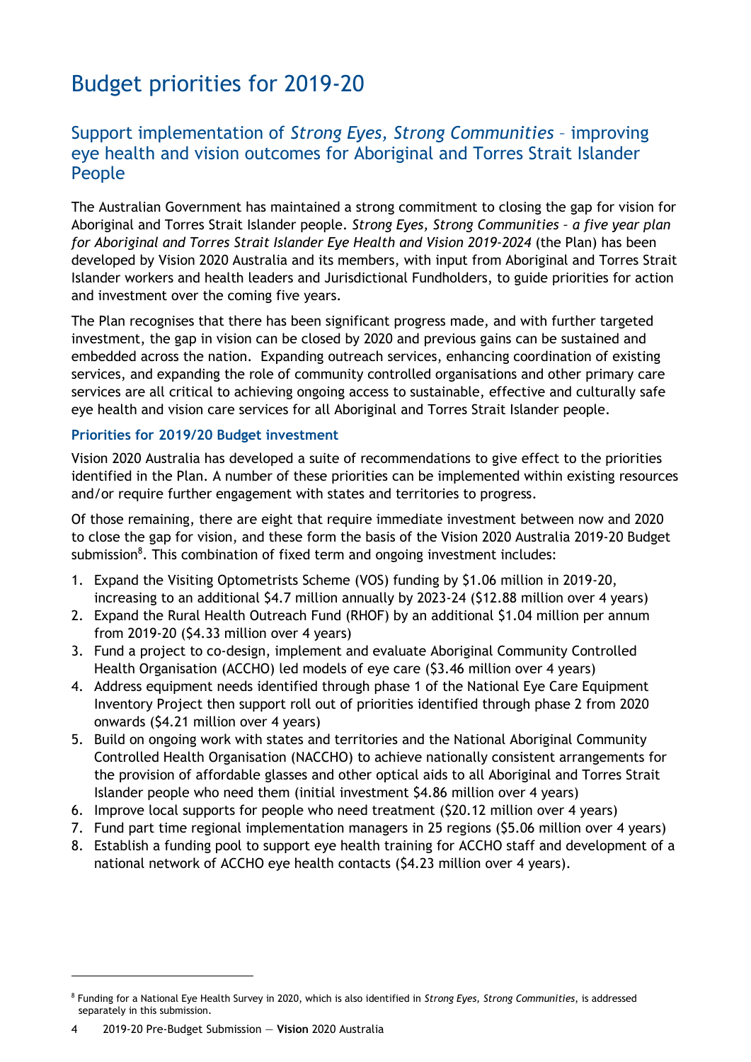# Budget priorities for 2019-20

## Support implementation of *Strong Eyes, Strong Communities* – improving eye health and vision outcomes for Aboriginal and Torres Strait Islander People

The Australian Government has maintained a strong commitment to closing the gap for vision for Aboriginal and Torres Strait Islander people. *Strong Eyes, Strong Communities – a five year plan for Aboriginal and Torres Strait Islander Eye Health and Vision 2019-2024* (the Plan) has been developed by Vision 2020 Australia and its members, with input from Aboriginal and Torres Strait Islander workers and health leaders and Jurisdictional Fundholders, to guide priorities for action and investment over the coming five years.

The Plan recognises that there has been significant progress made, and with further targeted investment, the gap in vision can be closed by 2020 and previous gains can be sustained and embedded across the nation. Expanding outreach services, enhancing coordination of existing services, and expanding the role of community controlled organisations and other primary care services are all critical to achieving ongoing access to sustainable, effective and culturally safe eye health and vision care services for all Aboriginal and Torres Strait Islander people.

### Priorities for 2019/20 Budget investment

Vision 2020 Australia has developed a suite of recommendations to give effect to the priorities identified in the Plan. A number of these priorities can be implemented within existing resources and/or require further engagement with states and territories to progress.

Of those remaining, there are eight that require immediate investment between now and 2020 to close the gap for vision, and these form the basis of the Vision 2020 Australia 2019-20 Budget submission[8]. This combination of fixed term and ongoing investment includes:

1. Expand the Visiting Optometrists Scheme (VOS) funding by $1.06 million in 2019-20, increasing to an additional $4.7 million annually by 2023-24 ($12.88 million over 4 years)
2. Expand the Rural Health Outreach Fund (RHOF) by an additional $1.04 million per annum from 2019-20 ($4.33 million over 4 years)
3. Fund a project to co-design, implement and evaluate Aboriginal Community Controlled Health Organisation (ACCHO) led models of eye care ($3.46 million over 4 years)
4. Address equipment needs identified through phase 1 of the National Eye Care Equipment Inventory Project then support roll out of priorities identified through phase 2 from 2020 onwards ($4.21 million over 4 years)
5. Build on ongoing work with states and territories and the National Aboriginal Community Controlled Health Organisation (NACCHO) to achieve nationally consistent arrangements for the provision of affordable glasses and other optical aids to all Aboriginal and Torres Strait Islander people who need them (initial investment $4.86 million over 4 years)
6. Improve local supports for people who need treatment ($20.12 million over 4 years)
7. Fund part time regional implementation managers in 25 regions ($5.06 million over 4 years)
8. Establish a funding pool to support eye health training for ACCHO staff and development of a national network of ACCHO eye health contacts ($4.23 million over 4 years).

[8] Funding for a National Eye Health Survey in 2020, which is also identified in *Strong Eyes, Strong Communities*, is addressed separately in this submission.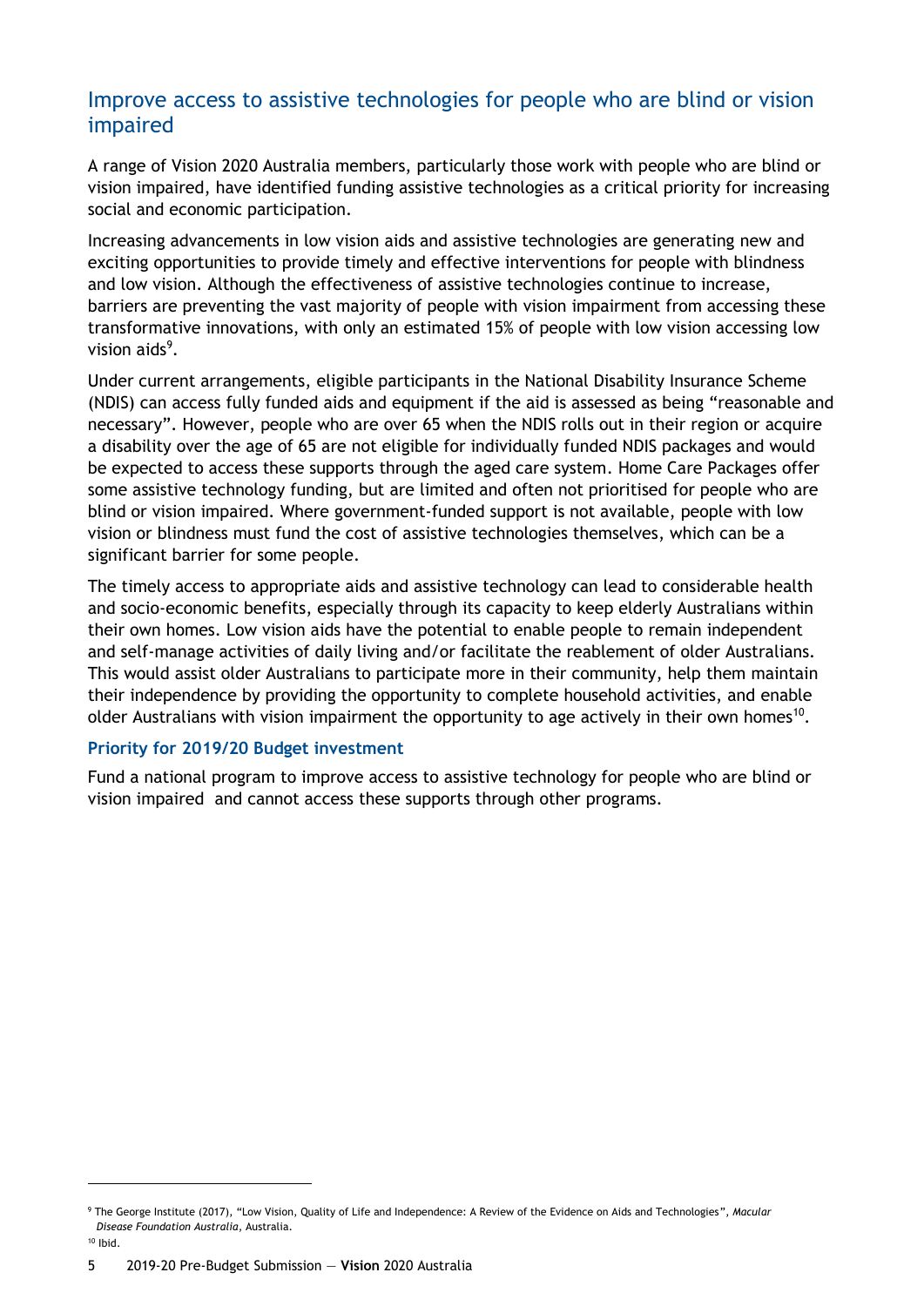## Improve access to assistive technologies for people who are blind or vision impaired

A range of Vision 2020 Australia members, particularly those work with people who are blind or vision impaired, have identified funding assistive technologies as a critical priority for increasing social and economic participation.

Increasing advancements in low vision aids and assistive technologies are generating new and exciting opportunities to provide timely and effective interventions for people with blindness and low vision. Although the effectiveness of assistive technologies continue to increase, barriers are preventing the vast majority of people with vision impairment from accessing these transformative innovations, with only an estimated 15% of people with low vision accessing low vision aids[9].

Under current arrangements, eligible participants in the National Disability Insurance Scheme (NDIS) can access fully funded aids and equipment if the aid is assessed as being “reasonable and necessary”. However, people who are over 65 when the NDIS rolls out in their region or acquire a disability over the age of 65 are not eligible for individually funded NDIS packages and would be expected to access these supports through the aged care system. Home Care Packages offer some assistive technology funding, but are limited and often not prioritised for people who are blind or vision impaired. Where government-funded support is not available, people with low vision or blindness must fund the cost of assistive technologies themselves, which can be a significant barrier for some people.

The timely access to appropriate aids and assistive technology can lead to considerable health and socio-economic benefits, especially through its capacity to keep elderly Australians within their own homes. Low vision aids have the potential to enable people to remain independent and self-manage activities of daily living and/or facilitate the reablement of older Australians. This would assist older Australians to participate more in their community, help them maintain their independence by providing the opportunity to complete household activities, and enable older Australians with vision impairment the opportunity to age actively in their own homes[10].

### Priority for 2019/20 Budget investment

Fund a national program to improve access to assistive technology for people who are blind or vision impaired and cannot access these supports through other programs.

---

[9] The George Institute (2017), “Low Vision, Quality of Life and Independence: A Review of the Evidence on Aids and Technologies”, *Macular Disease Foundation Australia*, Australia.

[10] Ibid.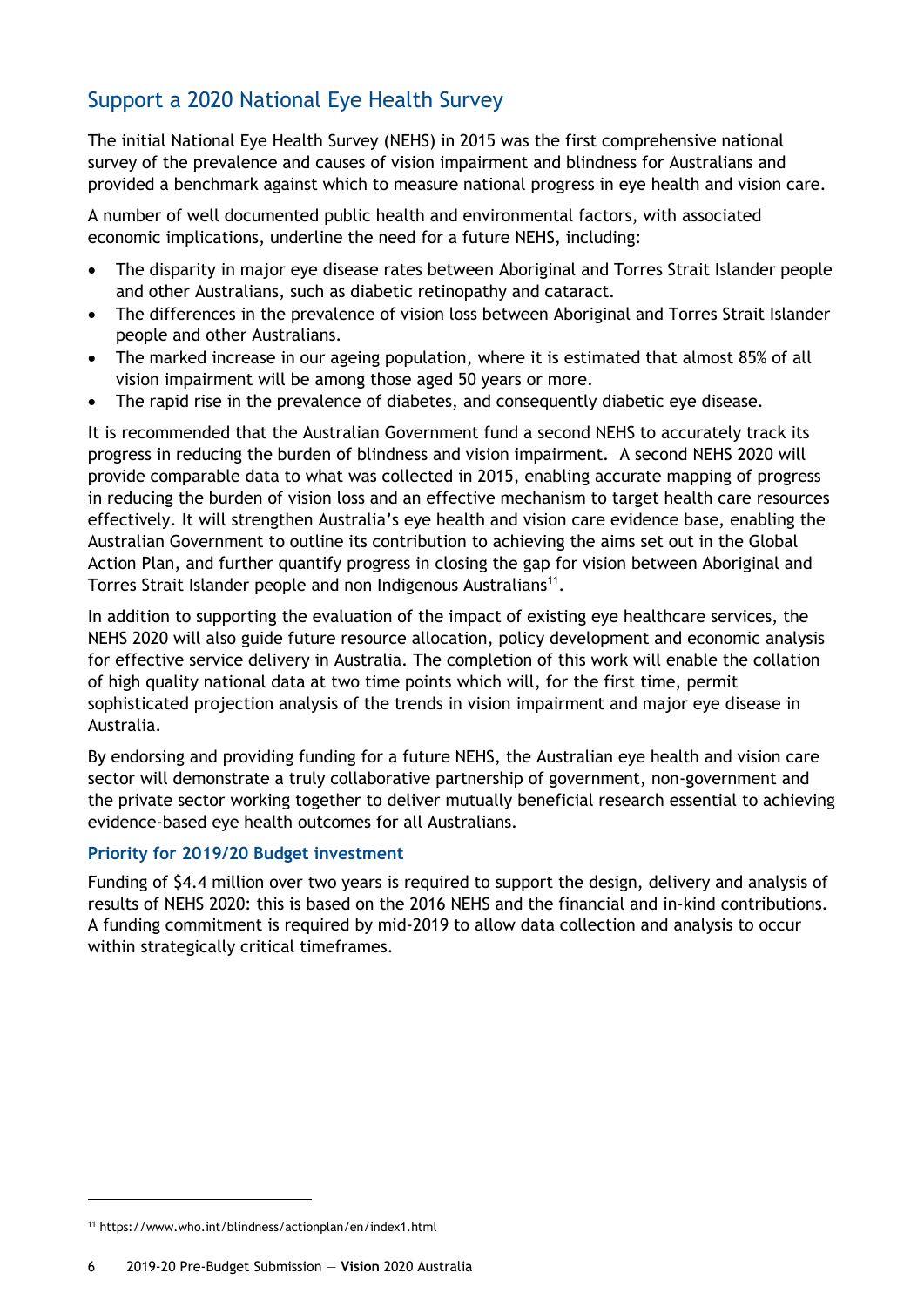## Support a 2020 National Eye Health Survey

The initial National Eye Health Survey (NEHS) in 2015 was the first comprehensive national survey of the prevalence and causes of vision impairment and blindness for Australians and provided a benchmark against which to measure national progress in eye health and vision care.

A number of well documented public health and environmental factors, with associated economic implications, underline the need for a future NEHS, including:

- The disparity in major eye disease rates between Aboriginal and Torres Strait Islander people and other Australians, such as diabetic retinopathy and cataract.
- The differences in the prevalence of vision loss between Aboriginal and Torres Strait Islander people and other Australians.
- The marked increase in our ageing population, where it is estimated that almost 85% of all vision impairment will be among those aged 50 years or more.
- The rapid rise in the prevalence of diabetes, and consequently diabetic eye disease.

It is recommended that the Australian Government fund a second NEHS to accurately track its progress in reducing the burden of blindness and vision impairment. A second NEHS 2020 will provide comparable data to what was collected in 2015, enabling accurate mapping of progress in reducing the burden of vision loss and an effective mechanism to target health care resources effectively. It will strengthen Australia's eye health and vision care evidence base, enabling the Australian Government to outline its contribution to achieving the aims set out in the Global Action Plan, and further quantify progress in closing the gap for vision between Aboriginal and Torres Strait Islander people and non Indigenous Australians[11].

In addition to supporting the evaluation of the impact of existing eye healthcare services, the NEHS 2020 will also guide future resource allocation, policy development and economic analysis for effective service delivery in Australia. The completion of this work will enable the collation of high quality national data at two time points which will, for the first time, permit sophisticated projection analysis of the trends in vision impairment and major eye disease in Australia.

By endorsing and providing funding for a future NEHS, the Australian eye health and vision care sector will demonstrate a truly collaborative partnership of government, non-government and the private sector working together to deliver mutually beneficial research essential to achieving evidence-based eye health outcomes for all Australians.

### Priority for 2019/20 Budget investment

Funding of $4.4 million over two years is required to support the design, delivery and analysis of results of NEHS 2020: this is based on the 2016 NEHS and the financial and in-kind contributions. A funding commitment is required by mid-2019 to allow data collection and analysis to occur within strategically critical timeframes.

[11] https://www.who.int/blindness/actionplan/en/index1.html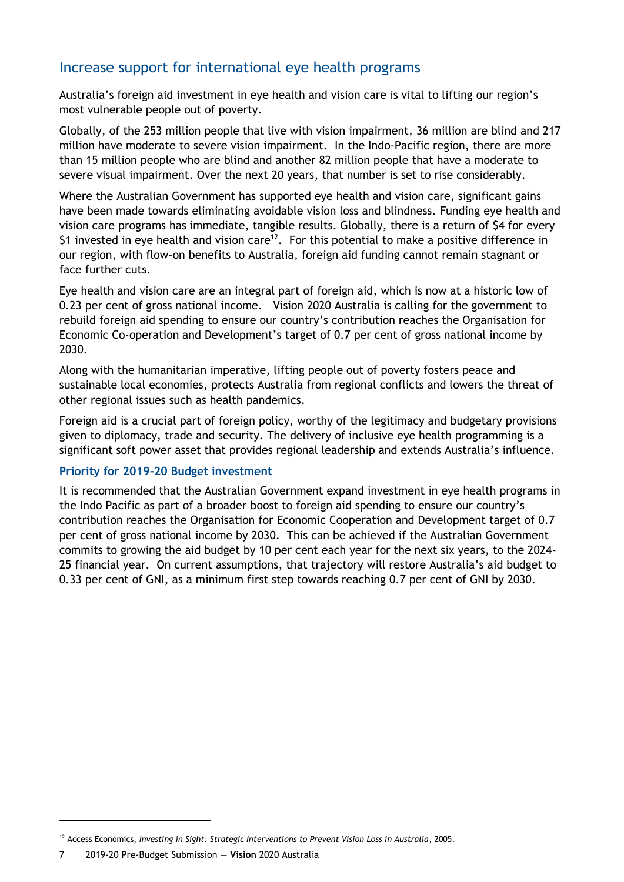## Increase support for international eye health programs

Australia's foreign aid investment in eye health and vision care is vital to lifting our region's most vulnerable people out of poverty.

Globally, of the 253 million people that live with vision impairment, 36 million are blind and 217 million have moderate to severe vision impairment. In the Indo-Pacific region, there are more than 15 million people who are blind and another 82 million people that have a moderate to severe visual impairment. Over the next 20 years, that number is set to rise considerably.

Where the Australian Government has supported eye health and vision care, significant gains have been made towards eliminating avoidable vision loss and blindness. Funding eye health and vision care programs has immediate, tangible results. Globally, there is a return of $4 for every $1 invested in eye health and vision care[12]. For this potential to make a positive difference in our region, with flow-on benefits to Australia, foreign aid funding cannot remain stagnant or face further cuts.

Eye health and vision care are an integral part of foreign aid, which is now at a historic low of 0.23 per cent of gross national income. Vision 2020 Australia is calling for the government to rebuild foreign aid spending to ensure our country's contribution reaches the Organisation for Economic Co-operation and Development's target of 0.7 per cent of gross national income by 2030.

Along with the humanitarian imperative, lifting people out of poverty fosters peace and sustainable local economies, protects Australia from regional conflicts and lowers the threat of other regional issues such as health pandemics.

Foreign aid is a crucial part of foreign policy, worthy of the legitimacy and budgetary provisions given to diplomacy, trade and security. The delivery of inclusive eye health programming is a significant soft power asset that provides regional leadership and extends Australia's influence.

#### Priority for 2019-20 Budget investment

It is recommended that the Australian Government expand investment in eye health programs in the Indo Pacific as part of a broader boost to foreign aid spending to ensure our country's contribution reaches the Organisation for Economic Cooperation and Development target of 0.7 per cent of gross national income by 2030. This can be achieved if the Australian Government commits to growing the aid budget by 10 per cent each year for the next six years, to the 2024-25 financial year. On current assumptions, that trajectory will restore Australia's aid budget to 0.33 per cent of GNI, as a minimum first step towards reaching 0.7 per cent of GNI by 2030.

---

[12] Access Economics, *Investing in Sight: Strategic Interventions to Prevent Vision Loss in Australia*, 2005.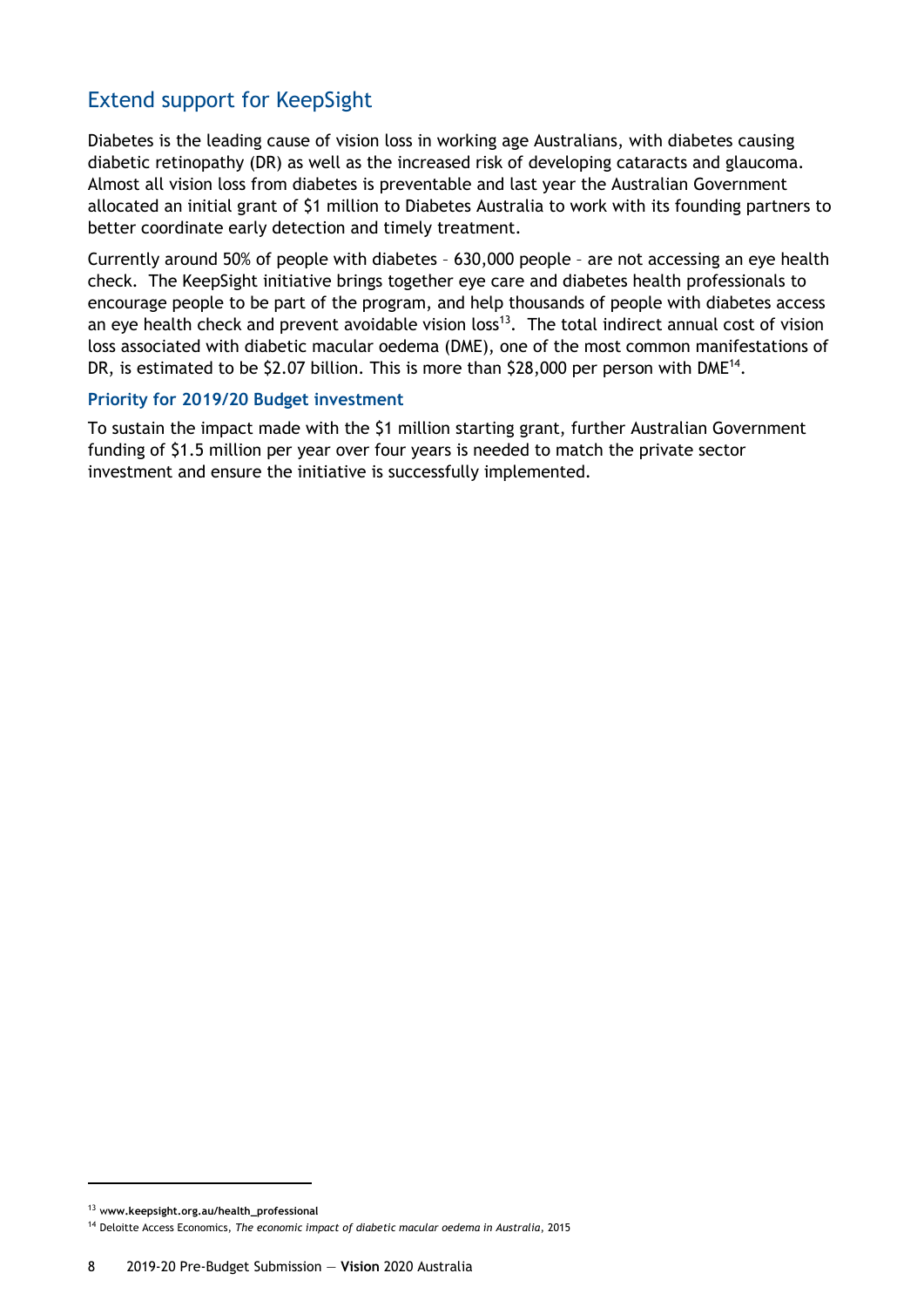## Extend support for KeepSight

Diabetes is the leading cause of vision loss in working age Australians, with diabetes causing diabetic retinopathy (DR) as well as the increased risk of developing cataracts and glaucoma. Almost all vision loss from diabetes is preventable and last year the Australian Government allocated an initial grant of $1 million to Diabetes Australia to work with its founding partners to better coordinate early detection and timely treatment.

Currently around 50% of people with diabetes – 630,000 people – are not accessing an eye health check. The KeepSight initiative brings together eye care and diabetes health professionals to encourage people to be part of the program, and help thousands of people with diabetes access an eye health check and prevent avoidable vision loss[13]. The total indirect annual cost of vision loss associated with diabetic macular oedema (DME), one of the most common manifestations of DR, is estimated to be $2.07 billion. This is more than $28,000 per person with DME[14].

### Priority for 2019/20 Budget investment

To sustain the impact made with the $1 million starting grant, further Australian Government funding of $1.5 million per year over four years is needed to match the private sector investment and ensure the initiative is successfully implemented.

---

[13] www.**keepsight.org.au/health_professional**

[14] Deloitte Access Economics, *The economic impact of diabetic macular oedema in Australia*, 2015